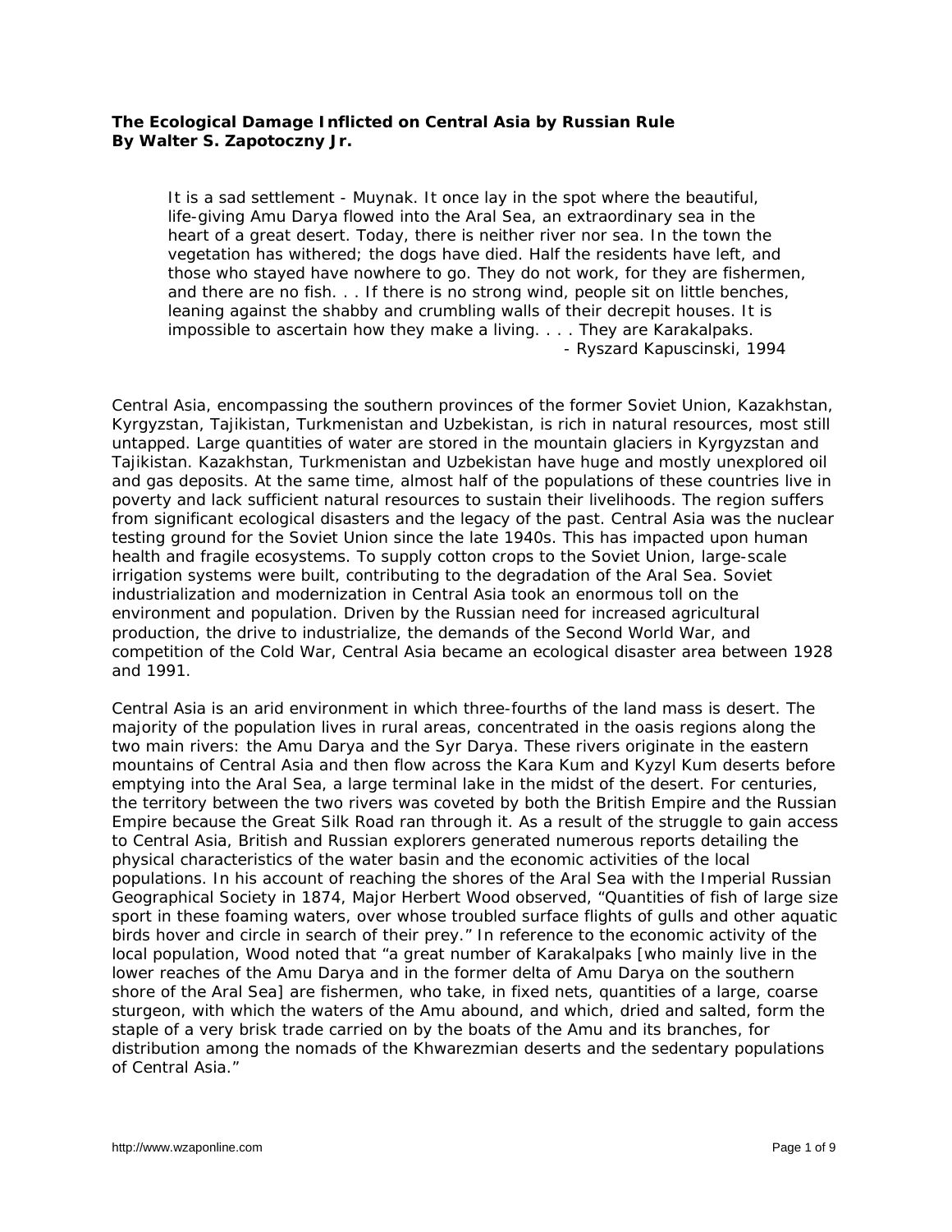**The Ecological Damage Inflicted on Central Asia by Russian Rule**
**By Walter S. Zapotoczny Jr.**

> It is a sad settlement - Muynak. It once lay in the spot where the beautiful, life-giving Amu Darya flowed into the Aral Sea, an extraordinary sea in the heart of a great desert. Today, there is neither river nor sea. In the town the vegetation has withered; the dogs have died. Half the residents have left, and those who stayed have nowhere to go. They do not work, for they are fishermen, and there are no fish. . . If there is no strong wind, people sit on little benches, leaning against the shabby and crumbling walls of their decrepit houses. It is impossible to ascertain how they make a living. . . . They are Karakalpaks.
>
> - Ryszard Kapuscinski, 1994

Central Asia, encompassing the southern provinces of the former Soviet Union, Kazakhstan, Kyrgyzstan, Tajikistan, Turkmenistan and Uzbekistan, is rich in natural resources, most still untapped. Large quantities of water are stored in the mountain glaciers in Kyrgyzstan and Tajikistan. Kazakhstan, Turkmenistan and Uzbekistan have huge and mostly unexplored oil and gas deposits. At the same time, almost half of the populations of these countries live in poverty and lack sufficient natural resources to sustain their livelihoods. The region suffers from significant ecological disasters and the legacy of the past. Central Asia was the nuclear testing ground for the Soviet Union since the late 1940s. This has impacted upon human health and fragile ecosystems. To supply cotton crops to the Soviet Union, large-scale irrigation systems were built, contributing to the degradation of the Aral Sea. Soviet industrialization and modernization in Central Asia took an enormous toll on the environment and population. Driven by the Russian need for increased agricultural production, the drive to industrialize, the demands of the Second World War, and competition of the Cold War, Central Asia became an ecological disaster area between 1928 and 1991.

Central Asia is an arid environment in which three-fourths of the land mass is desert. The majority of the population lives in rural areas, concentrated in the oasis regions along the two main rivers: the Amu Darya and the Syr Darya. These rivers originate in the eastern mountains of Central Asia and then flow across the Kara Kum and Kyzyl Kum deserts before emptying into the Aral Sea, a large terminal lake in the midst of the desert. For centuries, the territory between the two rivers was coveted by both the British Empire and the Russian Empire because the Great Silk Road ran through it. As a result of the struggle to gain access to Central Asia, British and Russian explorers generated numerous reports detailing the physical characteristics of the water basin and the economic activities of the local populations. In his account of reaching the shores of the Aral Sea with the Imperial Russian Geographical Society in 1874, Major Herbert Wood observed, "Quantities of fish of large size sport in these foaming waters, over whose troubled surface flights of gulls and other aquatic birds hover and circle in search of their prey." In reference to the economic activity of the local population, Wood noted that "a great number of Karakalpaks [who mainly live in the lower reaches of the Amu Darya and in the former delta of Amu Darya on the southern shore of the Aral Sea] are fishermen, who take, in fixed nets, quantities of a large, coarse sturgeon, with which the waters of the Amu abound, and which, dried and salted, form the staple of a very brisk trade carried on by the boats of the Amu and its branches, for distribution among the nomads of the Khwarezmian deserts and the sedentary populations of Central Asia."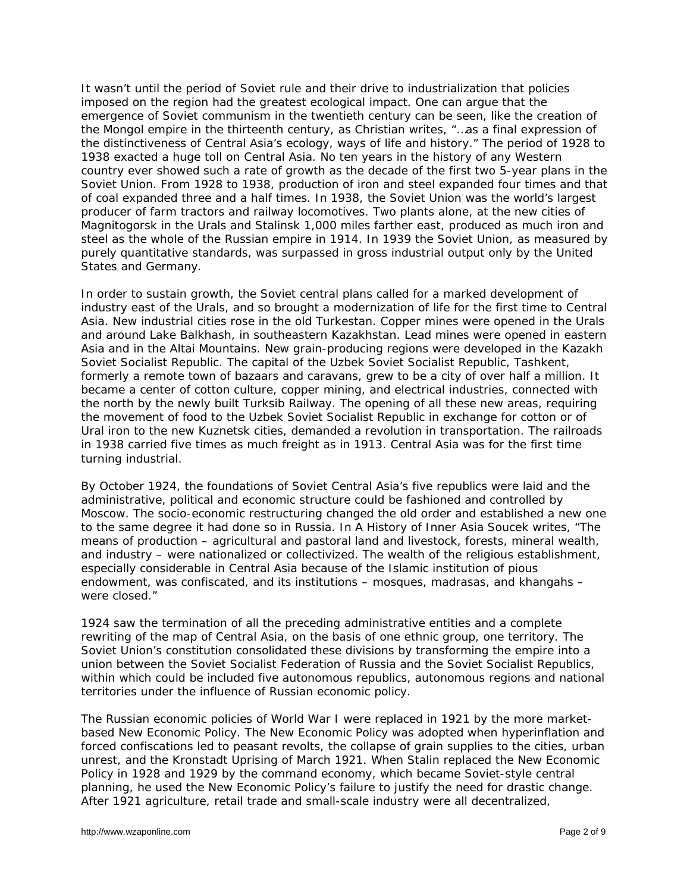It wasn't until the period of Soviet rule and their drive to industrialization that policies imposed on the region had the greatest ecological impact. One can argue that the emergence of Soviet communism in the twentieth century can be seen, like the creation of the Mongol empire in the thirteenth century, as Christian writes, "…as a final expression of the distinctiveness of Central Asia's ecology, ways of life and history." The period of 1928 to 1938 exacted a huge toll on Central Asia. No ten years in the history of any Western country ever showed such a rate of growth as the decade of the first two 5-year plans in the Soviet Union. From 1928 to 1938, production of iron and steel expanded four times and that of coal expanded three and a half times. In 1938, the Soviet Union was the world's largest producer of farm tractors and railway locomotives. Two plants alone, at the new cities of Magnitogorsk in the Urals and Stalinsk 1,000 miles farther east, produced as much iron and steel as the whole of the Russian empire in 1914. In 1939 the Soviet Union, as measured by purely quantitative standards, was surpassed in gross industrial output only by the United States and Germany.

In order to sustain growth, the Soviet central plans called for a marked development of industry east of the Urals, and so brought a modernization of life for the first time to Central Asia. New industrial cities rose in the old Turkestan. Copper mines were opened in the Urals and around Lake Balkhash, in southeastern Kazakhstan. Lead mines were opened in eastern Asia and in the Altai Mountains. New grain-producing regions were developed in the Kazakh Soviet Socialist Republic. The capital of the Uzbek Soviet Socialist Republic, Tashkent, formerly a remote town of bazaars and caravans, grew to be a city of over half a million. It became a center of cotton culture, copper mining, and electrical industries, connected with the north by the newly built Turksib Railway. The opening of all these new areas, requiring the movement of food to the Uzbek Soviet Socialist Republic in exchange for cotton or of Ural iron to the new Kuznetsk cities, demanded a revolution in transportation. The railroads in 1938 carried five times as much freight as in 1913. Central Asia was for the first time turning industrial.

By October 1924, the foundations of Soviet Central Asia's five republics were laid and the administrative, political and economic structure could be fashioned and controlled by Moscow. The socio-economic restructuring changed the old order and established a new one to the same degree it had done so in Russia. In A History of Inner Asia Soucek writes, "The means of production – agricultural and pastoral land and livestock, forests, mineral wealth, and industry – were nationalized or collectivized. The wealth of the religious establishment, especially considerable in Central Asia because of the Islamic institution of pious endowment, was confiscated, and its institutions – mosques, madrasas, and khangahs – were closed."

1924 saw the termination of all the preceding administrative entities and a complete rewriting of the map of Central Asia, on the basis of one ethnic group, one territory. The Soviet Union's constitution consolidated these divisions by transforming the empire into a union between the Soviet Socialist Federation of Russia and the Soviet Socialist Republics, within which could be included five autonomous republics, autonomous regions and national territories under the influence of Russian economic policy.

The Russian economic policies of World War I were replaced in 1921 by the more market-based New Economic Policy. The New Economic Policy was adopted when hyperinflation and forced confiscations led to peasant revolts, the collapse of grain supplies to the cities, urban unrest, and the Kronstadt Uprising of March 1921. When Stalin replaced the New Economic Policy in 1928 and 1929 by the command economy, which became Soviet-style central planning, he used the New Economic Policy's failure to justify the need for drastic change. After 1921 agriculture, retail trade and small-scale industry were all decentralized,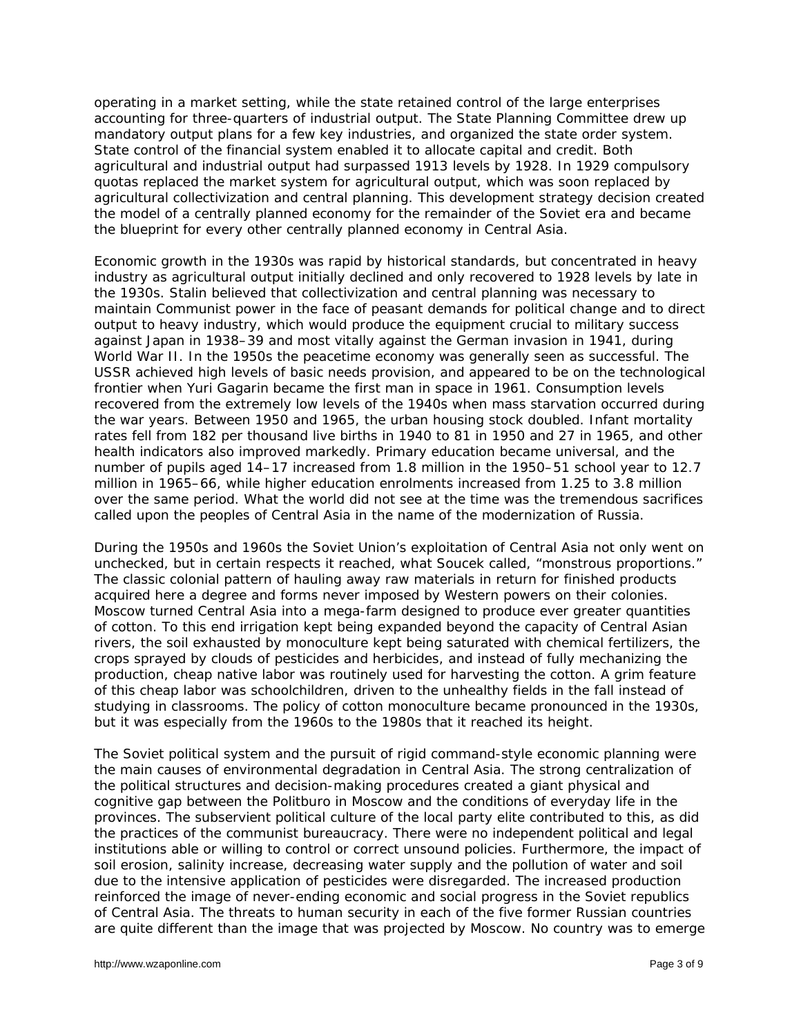operating in a market setting, while the state retained control of the large enterprises accounting for three-quarters of industrial output. The State Planning Committee drew up mandatory output plans for a few key industries, and organized the state order system. State control of the financial system enabled it to allocate capital and credit. Both agricultural and industrial output had surpassed 1913 levels by 1928. In 1929 compulsory quotas replaced the market system for agricultural output, which was soon replaced by agricultural collectivization and central planning. This development strategy decision created the model of a centrally planned economy for the remainder of the Soviet era and became the blueprint for every other centrally planned economy in Central Asia.

Economic growth in the 1930s was rapid by historical standards, but concentrated in heavy industry as agricultural output initially declined and only recovered to 1928 levels by late in the 1930s. Stalin believed that collectivization and central planning was necessary to maintain Communist power in the face of peasant demands for political change and to direct output to heavy industry, which would produce the equipment crucial to military success against Japan in 1938–39 and most vitally against the German invasion in 1941, during World War II. In the 1950s the peacetime economy was generally seen as successful. The USSR achieved high levels of basic needs provision, and appeared to be on the technological frontier when Yuri Gagarin became the first man in space in 1961. Consumption levels recovered from the extremely low levels of the 1940s when mass starvation occurred during the war years. Between 1950 and 1965, the urban housing stock doubled. Infant mortality rates fell from 182 per thousand live births in 1940 to 81 in 1950 and 27 in 1965, and other health indicators also improved markedly. Primary education became universal, and the number of pupils aged 14–17 increased from 1.8 million in the 1950–51 school year to 12.7 million in 1965–66, while higher education enrolments increased from 1.25 to 3.8 million over the same period. What the world did not see at the time was the tremendous sacrifices called upon the peoples of Central Asia in the name of the modernization of Russia.

During the 1950s and 1960s the Soviet Union's exploitation of Central Asia not only went on unchecked, but in certain respects it reached, what Soucek called, "monstrous proportions." The classic colonial pattern of hauling away raw materials in return for finished products acquired here a degree and forms never imposed by Western powers on their colonies. Moscow turned Central Asia into a mega-farm designed to produce ever greater quantities of cotton. To this end irrigation kept being expanded beyond the capacity of Central Asian rivers, the soil exhausted by monoculture kept being saturated with chemical fertilizers, the crops sprayed by clouds of pesticides and herbicides, and instead of fully mechanizing the production, cheap native labor was routinely used for harvesting the cotton. A grim feature of this cheap labor was schoolchildren, driven to the unhealthy fields in the fall instead of studying in classrooms. The policy of cotton monoculture became pronounced in the 1930s, but it was especially from the 1960s to the 1980s that it reached its height.

The Soviet political system and the pursuit of rigid command-style economic planning were the main causes of environmental degradation in Central Asia. The strong centralization of the political structures and decision-making procedures created a giant physical and cognitive gap between the Politburo in Moscow and the conditions of everyday life in the provinces. The subservient political culture of the local party elite contributed to this, as did the practices of the communist bureaucracy. There were no independent political and legal institutions able or willing to control or correct unsound policies. Furthermore, the impact of soil erosion, salinity increase, decreasing water supply and the pollution of water and soil due to the intensive application of pesticides were disregarded. The increased production reinforced the image of never-ending economic and social progress in the Soviet republics of Central Asia. The threats to human security in each of the five former Russian countries are quite different than the image that was projected by Moscow. No country was to emerge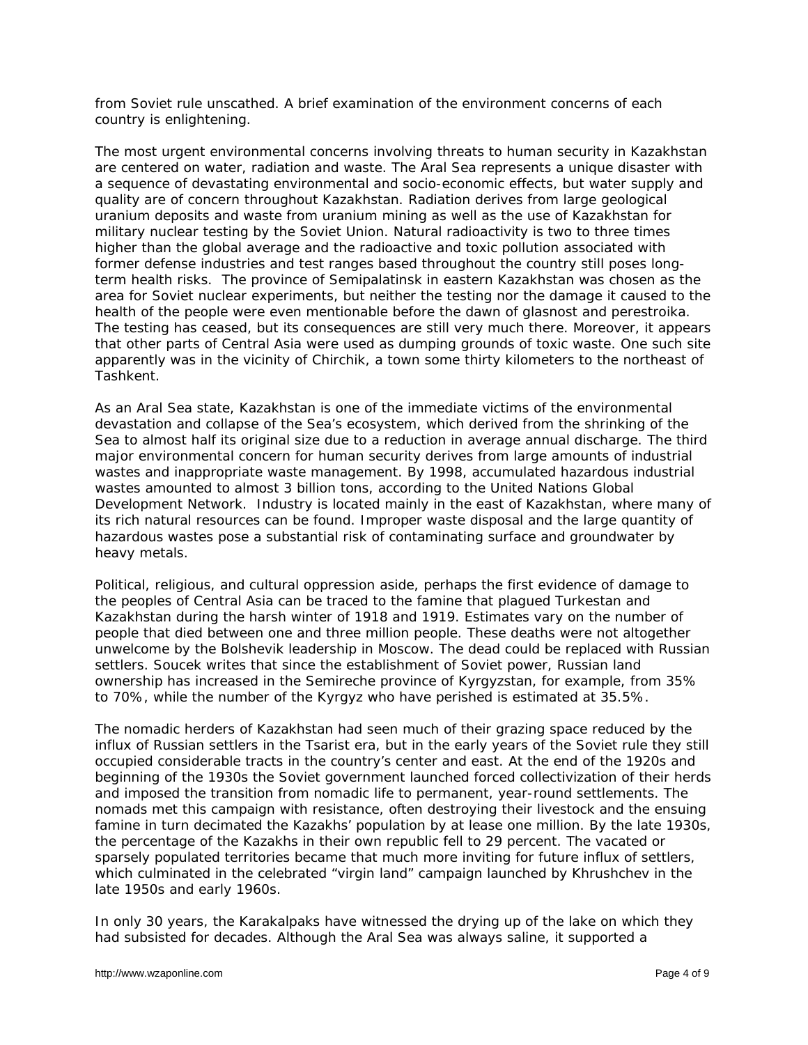from Soviet rule unscathed. A brief examination of the environment concerns of each country is enlightening.

The most urgent environmental concerns involving threats to human security in Kazakhstan are centered on water, radiation and waste. The Aral Sea represents a unique disaster with a sequence of devastating environmental and socio-economic effects, but water supply and quality are of concern throughout Kazakhstan. Radiation derives from large geological uranium deposits and waste from uranium mining as well as the use of Kazakhstan for military nuclear testing by the Soviet Union. Natural radioactivity is two to three times higher than the global average and the radioactive and toxic pollution associated with former defense industries and test ranges based throughout the country still poses long-term health risks. The province of Semipalatinsk in eastern Kazakhstan was chosen as the area for Soviet nuclear experiments, but neither the testing nor the damage it caused to the health of the people were even mentionable before the dawn of glasnost and perestroika. The testing has ceased, but its consequences are still very much there. Moreover, it appears that other parts of Central Asia were used as dumping grounds of toxic waste. One such site apparently was in the vicinity of Chirchik, a town some thirty kilometers to the northeast of Tashkent.

As an Aral Sea state, Kazakhstan is one of the immediate victims of the environmental devastation and collapse of the Sea's ecosystem, which derived from the shrinking of the Sea to almost half its original size due to a reduction in average annual discharge. The third major environmental concern for human security derives from large amounts of industrial wastes and inappropriate waste management. By 1998, accumulated hazardous industrial wastes amounted to almost 3 billion tons, according to the United Nations Global Development Network. Industry is located mainly in the east of Kazakhstan, where many of its rich natural resources can be found. Improper waste disposal and the large quantity of hazardous wastes pose a substantial risk of contaminating surface and groundwater by heavy metals.

Political, religious, and cultural oppression aside, perhaps the first evidence of damage to the peoples of Central Asia can be traced to the famine that plagued Turkestan and Kazakhstan during the harsh winter of 1918 and 1919. Estimates vary on the number of people that died between one and three million people. These deaths were not altogether unwelcome by the Bolshevik leadership in Moscow. The dead could be replaced with Russian settlers. Soucek writes that since the establishment of Soviet power, Russian land ownership has increased in the Semireche province of Kyrgyzstan, for example, from 35% to 70%, while the number of the Kyrgyz who have perished is estimated at 35.5%.

The nomadic herders of Kazakhstan had seen much of their grazing space reduced by the influx of Russian settlers in the Tsarist era, but in the early years of the Soviet rule they still occupied considerable tracts in the country's center and east. At the end of the 1920s and beginning of the 1930s the Soviet government launched forced collectivization of their herds and imposed the transition from nomadic life to permanent, year-round settlements. The nomads met this campaign with resistance, often destroying their livestock and the ensuing famine in turn decimated the Kazakhs' population by at lease one million. By the late 1930s, the percentage of the Kazakhs in their own republic fell to 29 percent. The vacated or sparsely populated territories became that much more inviting for future influx of settlers, which culminated in the celebrated "virgin land" campaign launched by Khrushchev in the late 1950s and early 1960s.

In only 30 years, the Karakalpaks have witnessed the drying up of the lake on which they had subsisted for decades. Although the Aral Sea was always saline, it supported a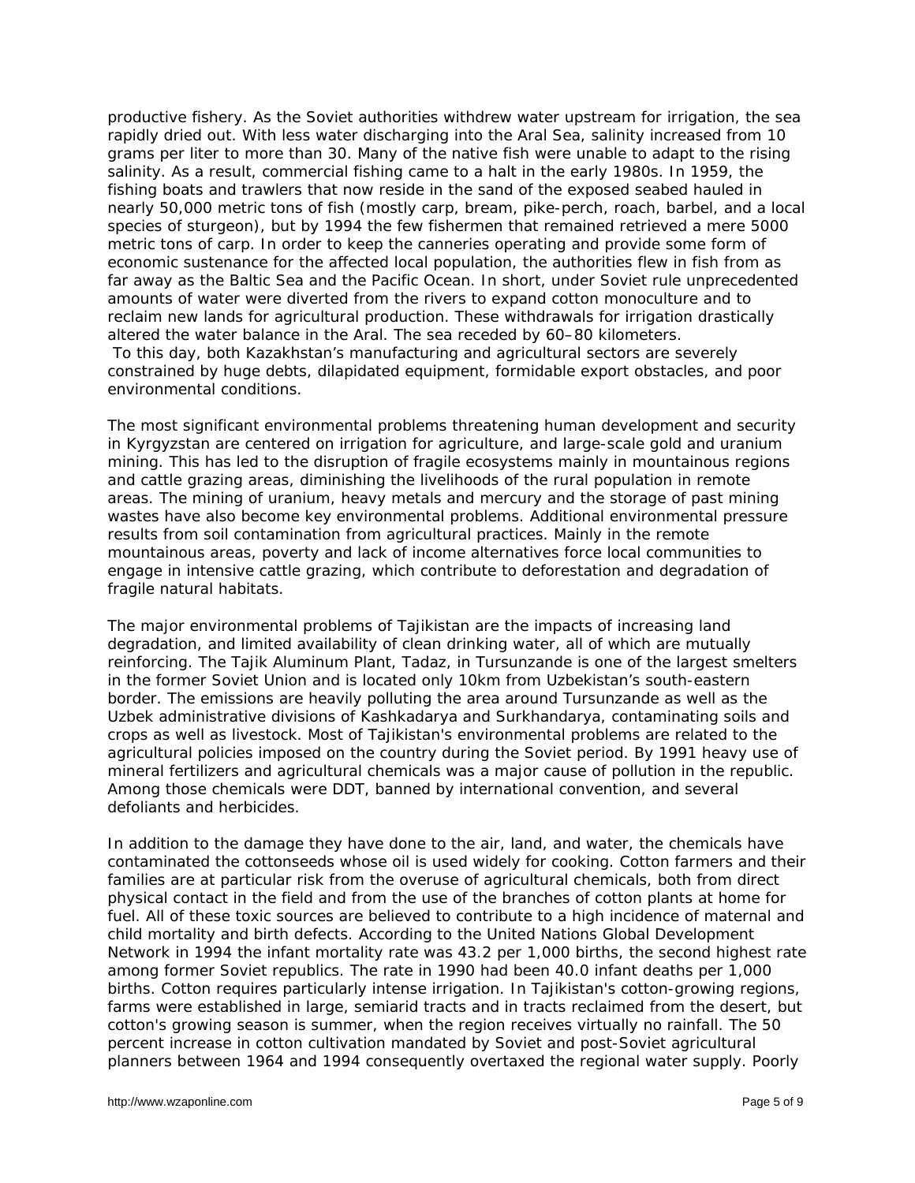productive fishery. As the Soviet authorities withdrew water upstream for irrigation, the sea rapidly dried out. With less water discharging into the Aral Sea, salinity increased from 10 grams per liter to more than 30. Many of the native fish were unable to adapt to the rising salinity. As a result, commercial fishing came to a halt in the early 1980s. In 1959, the fishing boats and trawlers that now reside in the sand of the exposed seabed hauled in nearly 50,000 metric tons of fish (mostly carp, bream, pike-perch, roach, barbel, and a local species of sturgeon), but by 1994 the few fishermen that remained retrieved a mere 5000 metric tons of carp. In order to keep the canneries operating and provide some form of economic sustenance for the affected local population, the authorities flew in fish from as far away as the Baltic Sea and the Pacific Ocean. In short, under Soviet rule unprecedented amounts of water were diverted from the rivers to expand cotton monoculture and to reclaim new lands for agricultural production. These withdrawals for irrigation drastically altered the water balance in the Aral. The sea receded by 60–80 kilometers.
To this day, both Kazakhstan's manufacturing and agricultural sectors are severely constrained by huge debts, dilapidated equipment, formidable export obstacles, and poor environmental conditions.

The most significant environmental problems threatening human development and security in Kyrgyzstan are centered on irrigation for agriculture, and large-scale gold and uranium mining. This has led to the disruption of fragile ecosystems mainly in mountainous regions and cattle grazing areas, diminishing the livelihoods of the rural population in remote areas. The mining of uranium, heavy metals and mercury and the storage of past mining wastes have also become key environmental problems. Additional environmental pressure results from soil contamination from agricultural practices. Mainly in the remote mountainous areas, poverty and lack of income alternatives force local communities to engage in intensive cattle grazing, which contribute to deforestation and degradation of fragile natural habitats.

The major environmental problems of Tajikistan are the impacts of increasing land degradation, and limited availability of clean drinking water, all of which are mutually reinforcing. The Tajik Aluminum Plant, Tadaz, in Tursunzande is one of the largest smelters in the former Soviet Union and is located only 10km from Uzbekistan's south-eastern border. The emissions are heavily polluting the area around Tursunzande as well as the Uzbek administrative divisions of Kashkadarya and Surkhandarya, contaminating soils and crops as well as livestock. Most of Tajikistan's environmental problems are related to the agricultural policies imposed on the country during the Soviet period. By 1991 heavy use of mineral fertilizers and agricultural chemicals was a major cause of pollution in the republic. Among those chemicals were DDT, banned by international convention, and several defoliants and herbicides.

In addition to the damage they have done to the air, land, and water, the chemicals have contaminated the cottonseeds whose oil is used widely for cooking. Cotton farmers and their families are at particular risk from the overuse of agricultural chemicals, both from direct physical contact in the field and from the use of the branches of cotton plants at home for fuel. All of these toxic sources are believed to contribute to a high incidence of maternal and child mortality and birth defects. According to the United Nations Global Development Network in 1994 the infant mortality rate was 43.2 per 1,000 births, the second highest rate among former Soviet republics. The rate in 1990 had been 40.0 infant deaths per 1,000 births. Cotton requires particularly intense irrigation. In Tajikistan's cotton-growing regions, farms were established in large, semiarid tracts and in tracts reclaimed from the desert, but cotton's growing season is summer, when the region receives virtually no rainfall. The 50 percent increase in cotton cultivation mandated by Soviet and post-Soviet agricultural planners between 1964 and 1994 consequently overtaxed the regional water supply. Poorly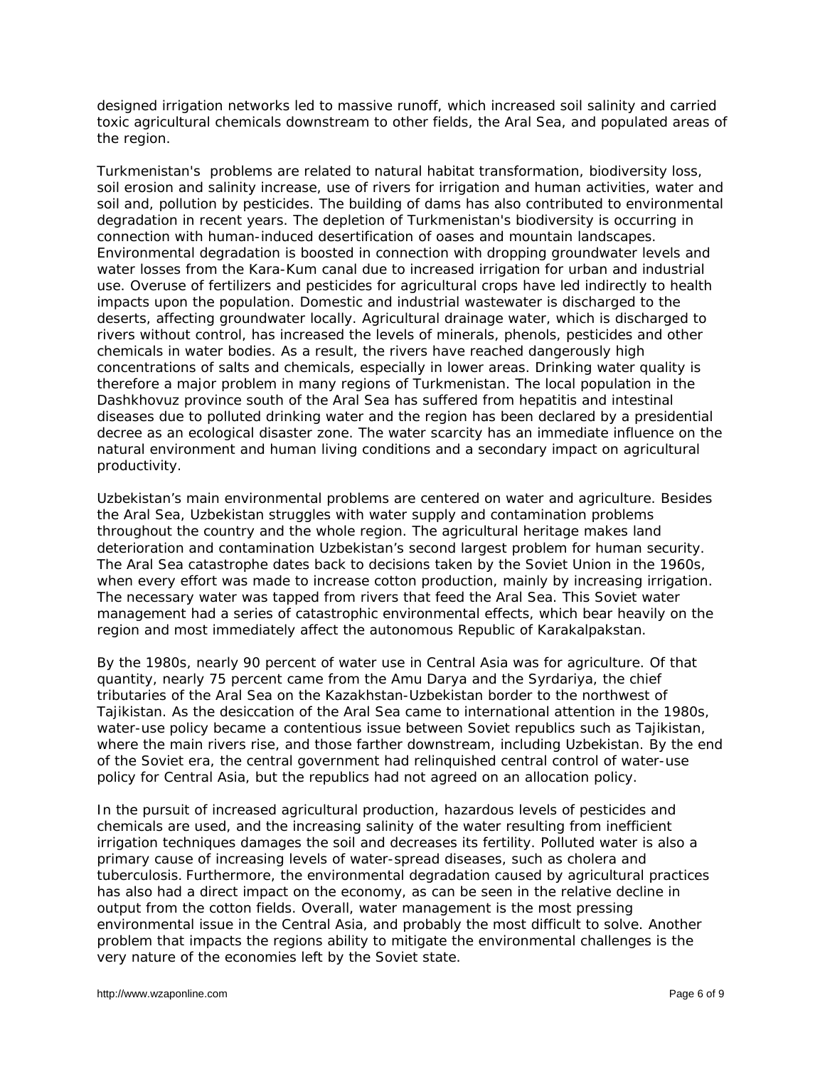designed irrigation networks led to massive runoff, which increased soil salinity and carried toxic agricultural chemicals downstream to other fields, the Aral Sea, and populated areas of the region.

Turkmenistan's problems are related to natural habitat transformation, biodiversity loss, soil erosion and salinity increase, use of rivers for irrigation and human activities, water and soil and, pollution by pesticides. The building of dams has also contributed to environmental degradation in recent years. The depletion of Turkmenistan's biodiversity is occurring in connection with human-induced desertification of oases and mountain landscapes. Environmental degradation is boosted in connection with dropping groundwater levels and water losses from the Kara-Kum canal due to increased irrigation for urban and industrial use. Overuse of fertilizers and pesticides for agricultural crops have led indirectly to health impacts upon the population. Domestic and industrial wastewater is discharged to the deserts, affecting groundwater locally. Agricultural drainage water, which is discharged to rivers without control, has increased the levels of minerals, phenols, pesticides and other chemicals in water bodies. As a result, the rivers have reached dangerously high concentrations of salts and chemicals, especially in lower areas. Drinking water quality is therefore a major problem in many regions of Turkmenistan. The local population in the Dashkhovuz province south of the Aral Sea has suffered from hepatitis and intestinal diseases due to polluted drinking water and the region has been declared by a presidential decree as an ecological disaster zone. The water scarcity has an immediate influence on the natural environment and human living conditions and a secondary impact on agricultural productivity.

Uzbekistan's main environmental problems are centered on water and agriculture. Besides the Aral Sea, Uzbekistan struggles with water supply and contamination problems throughout the country and the whole region. The agricultural heritage makes land deterioration and contamination Uzbekistan's second largest problem for human security. The Aral Sea catastrophe dates back to decisions taken by the Soviet Union in the 1960s, when every effort was made to increase cotton production, mainly by increasing irrigation. The necessary water was tapped from rivers that feed the Aral Sea. This Soviet water management had a series of catastrophic environmental effects, which bear heavily on the region and most immediately affect the autonomous Republic of Karakalpakstan.

By the 1980s, nearly 90 percent of water use in Central Asia was for agriculture. Of that quantity, nearly 75 percent came from the Amu Darya and the Syrdariya, the chief tributaries of the Aral Sea on the Kazakhstan-Uzbekistan border to the northwest of Tajikistan. As the desiccation of the Aral Sea came to international attention in the 1980s, water-use policy became a contentious issue between Soviet republics such as Tajikistan, where the main rivers rise, and those farther downstream, including Uzbekistan. By the end of the Soviet era, the central government had relinquished central control of water-use policy for Central Asia, but the republics had not agreed on an allocation policy.

In the pursuit of increased agricultural production, hazardous levels of pesticides and chemicals are used, and the increasing salinity of the water resulting from inefficient irrigation techniques damages the soil and decreases its fertility. Polluted water is also a primary cause of increasing levels of water-spread diseases, such as cholera and tuberculosis. Furthermore, the environmental degradation caused by agricultural practices has also had a direct impact on the economy, as can be seen in the relative decline in output from the cotton fields. Overall, water management is the most pressing environmental issue in the Central Asia, and probably the most difficult to solve. Another problem that impacts the regions ability to mitigate the environmental challenges is the very nature of the economies left by the Soviet state.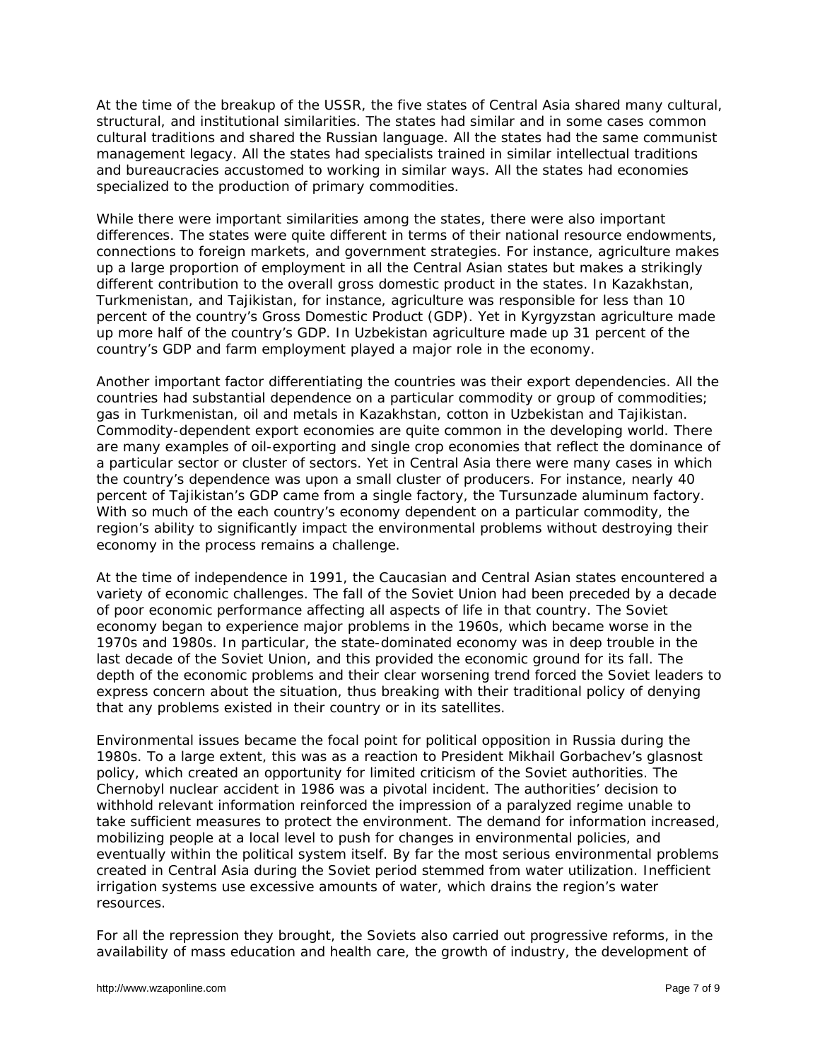At the time of the breakup of the USSR, the five states of Central Asia shared many cultural, structural, and institutional similarities. The states had similar and in some cases common cultural traditions and shared the Russian language. All the states had the same communist management legacy. All the states had specialists trained in similar intellectual traditions and bureaucracies accustomed to working in similar ways. All the states had economies specialized to the production of primary commodities.

While there were important similarities among the states, there were also important differences. The states were quite different in terms of their national resource endowments, connections to foreign markets, and government strategies. For instance, agriculture makes up a large proportion of employment in all the Central Asian states but makes a strikingly different contribution to the overall gross domestic product in the states. In Kazakhstan, Turkmenistan, and Tajikistan, for instance, agriculture was responsible for less than 10 percent of the country's Gross Domestic Product (GDP). Yet in Kyrgyzstan agriculture made up more half of the country's GDP. In Uzbekistan agriculture made up 31 percent of the country's GDP and farm employment played a major role in the economy.

Another important factor differentiating the countries was their export dependencies. All the countries had substantial dependence on a particular commodity or group of commodities; gas in Turkmenistan, oil and metals in Kazakhstan, cotton in Uzbekistan and Tajikistan. Commodity-dependent export economies are quite common in the developing world. There are many examples of oil-exporting and single crop economies that reflect the dominance of a particular sector or cluster of sectors. Yet in Central Asia there were many cases in which the country's dependence was upon a small cluster of producers. For instance, nearly 40 percent of Tajikistan's GDP came from a single factory, the Tursunzade aluminum factory. With so much of the each country's economy dependent on a particular commodity, the region's ability to significantly impact the environmental problems without destroying their economy in the process remains a challenge.

At the time of independence in 1991, the Caucasian and Central Asian states encountered a variety of economic challenges. The fall of the Soviet Union had been preceded by a decade of poor economic performance affecting all aspects of life in that country. The Soviet economy began to experience major problems in the 1960s, which became worse in the 1970s and 1980s. In particular, the state-dominated economy was in deep trouble in the last decade of the Soviet Union, and this provided the economic ground for its fall. The depth of the economic problems and their clear worsening trend forced the Soviet leaders to express concern about the situation, thus breaking with their traditional policy of denying that any problems existed in their country or in its satellites.

Environmental issues became the focal point for political opposition in Russia during the 1980s. To a large extent, this was as a reaction to President Mikhail Gorbachev's glasnost policy, which created an opportunity for limited criticism of the Soviet authorities. The Chernobyl nuclear accident in 1986 was a pivotal incident. The authorities' decision to withhold relevant information reinforced the impression of a paralyzed regime unable to take sufficient measures to protect the environment. The demand for information increased, mobilizing people at a local level to push for changes in environmental policies, and eventually within the political system itself. By far the most serious environmental problems created in Central Asia during the Soviet period stemmed from water utilization. Inefficient irrigation systems use excessive amounts of water, which drains the region's water resources.

For all the repression they brought, the Soviets also carried out progressive reforms, in the availability of mass education and health care, the growth of industry, the development of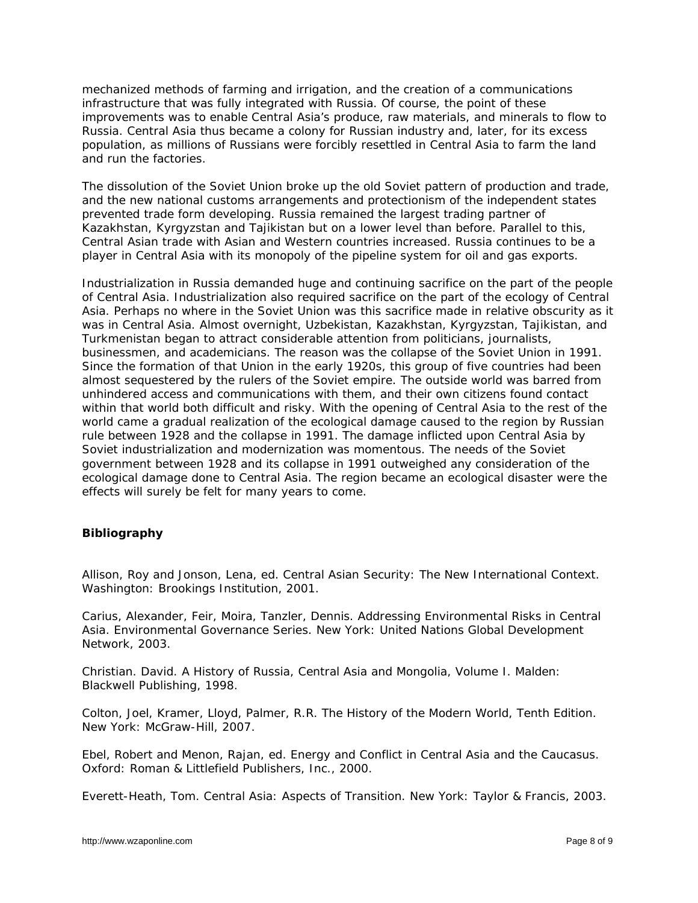mechanized methods of farming and irrigation, and the creation of a communications infrastructure that was fully integrated with Russia. Of course, the point of these improvements was to enable Central Asia's produce, raw materials, and minerals to flow to Russia. Central Asia thus became a colony for Russian industry and, later, for its excess population, as millions of Russians were forcibly resettled in Central Asia to farm the land and run the factories.

The dissolution of the Soviet Union broke up the old Soviet pattern of production and trade, and the new national customs arrangements and protectionism of the independent states prevented trade form developing. Russia remained the largest trading partner of Kazakhstan, Kyrgyzstan and Tajikistan but on a lower level than before. Parallel to this, Central Asian trade with Asian and Western countries increased. Russia continues to be a player in Central Asia with its monopoly of the pipeline system for oil and gas exports.

Industrialization in Russia demanded huge and continuing sacrifice on the part of the people of Central Asia. Industrialization also required sacrifice on the part of the ecology of Central Asia. Perhaps no where in the Soviet Union was this sacrifice made in relative obscurity as it was in Central Asia. Almost overnight, Uzbekistan, Kazakhstan, Kyrgyzstan, Tajikistan, and Turkmenistan began to attract considerable attention from politicians, journalists, businessmen, and academicians. The reason was the collapse of the Soviet Union in 1991. Since the formation of that Union in the early 1920s, this group of five countries had been almost sequestered by the rulers of the Soviet empire. The outside world was barred from unhindered access and communications with them, and their own citizens found contact within that world both difficult and risky. With the opening of Central Asia to the rest of the world came a gradual realization of the ecological damage caused to the region by Russian rule between 1928 and the collapse in 1991. The damage inflicted upon Central Asia by Soviet industrialization and modernization was momentous. The needs of the Soviet government between 1928 and its collapse in 1991 outweighed any consideration of the ecological damage done to Central Asia. The region became an ecological disaster were the effects will surely be felt for many years to come.

## Bibliography

Allison, Roy and Jonson, Lena, ed. Central Asian Security: The New International Context. Washington: Brookings Institution, 2001.

Carius, Alexander, Feir, Moira, Tanzler, Dennis. Addressing Environmental Risks in Central Asia. Environmental Governance Series. New York: United Nations Global Development Network, 2003.

Christian. David. A History of Russia, Central Asia and Mongolia, Volume I. Malden: Blackwell Publishing, 1998.

Colton, Joel, Kramer, Lloyd, Palmer, R.R. The History of the Modern World, Tenth Edition. New York: McGraw-Hill, 2007.

Ebel, Robert and Menon, Rajan, ed. Energy and Conflict in Central Asia and the Caucasus. Oxford: Roman & Littlefield Publishers, Inc., 2000.

Everett-Heath, Tom. Central Asia: Aspects of Transition. New York: Taylor & Francis, 2003.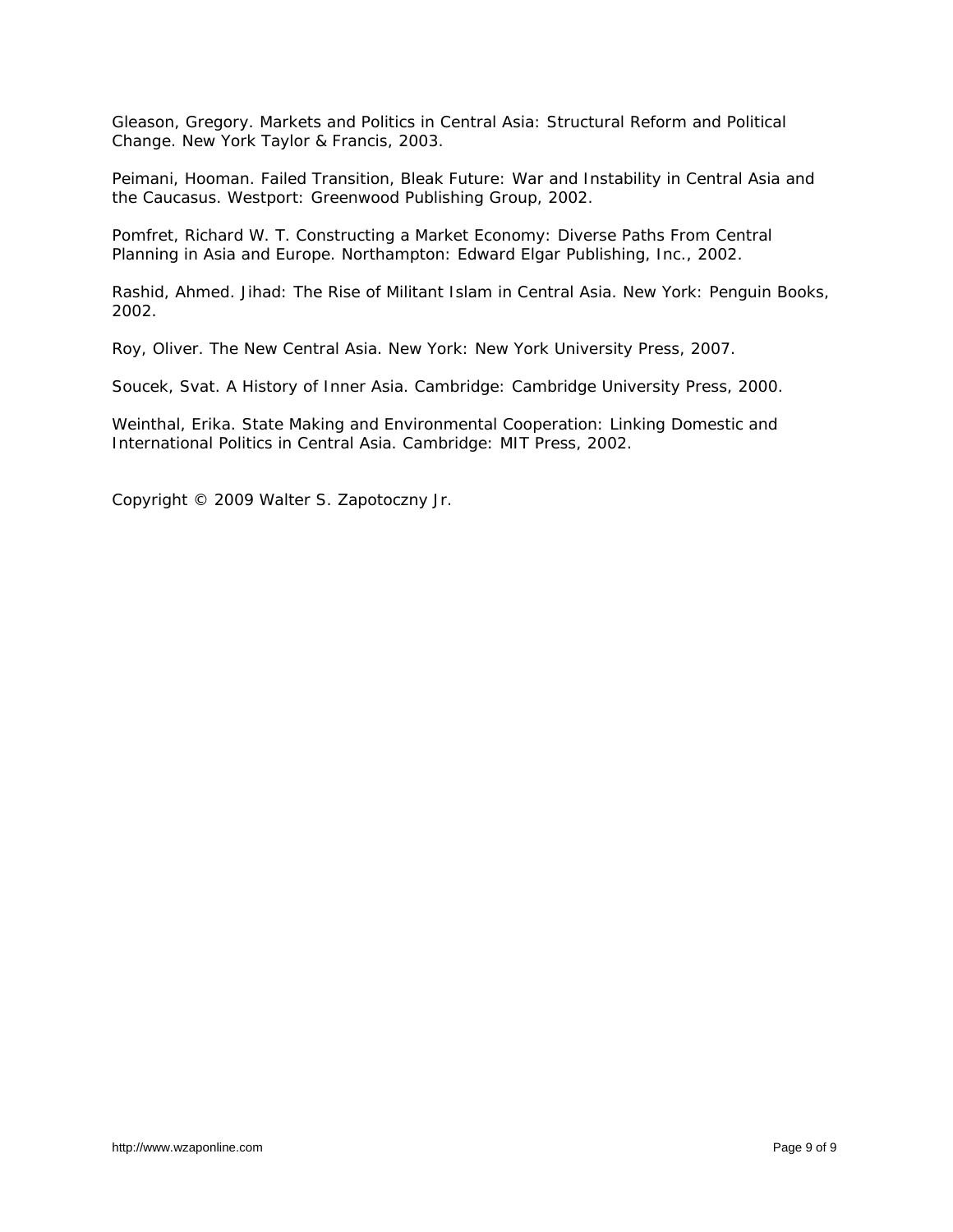Gleason, Gregory. Markets and Politics in Central Asia: Structural Reform and Political Change. New York Taylor & Francis, 2003.

Peimani, Hooman. Failed Transition, Bleak Future: War and Instability in Central Asia and the Caucasus. Westport: Greenwood Publishing Group, 2002.

Pomfret, Richard W. T. Constructing a Market Economy: Diverse Paths From Central Planning in Asia and Europe. Northampton: Edward Elgar Publishing, Inc., 2002.

Rashid, Ahmed. Jihad: The Rise of Militant Islam in Central Asia. New York: Penguin Books, 2002.

Roy, Oliver. The New Central Asia. New York: New York University Press, 2007.

Soucek, Svat. A History of Inner Asia. Cambridge: Cambridge University Press, 2000.

Weinthal, Erika. State Making and Environmental Cooperation: Linking Domestic and International Politics in Central Asia. Cambridge: MIT Press, 2002.

Copyright © 2009 Walter S. Zapotoczny Jr.